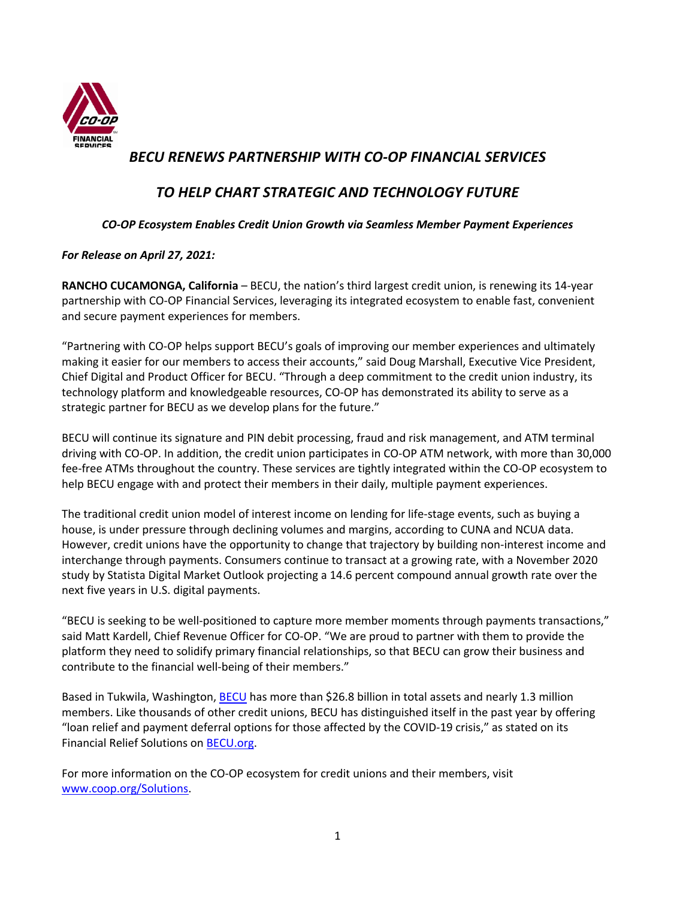# *BECU RENEWS PARTNERSHIP WITH CO-OP FINANCIAL SERVICES*

# *TO HELP CHART STRATEGIC AND TECHNOLOGY FUTURE*

***CO-OP Ecosystem Enables Credit Union Growth via Seamless Member Payment Experiences***

***For Release on April 27, 2021:***

**RANCHO CUCAMONGA, California** – BECU, the nation's third largest credit union, is renewing its 14-year partnership with CO-OP Financial Services, leveraging its integrated ecosystem to enable fast, convenient and secure payment experiences for members.

"Partnering with CO-OP helps support BECU's goals of improving our member experiences and ultimately making it easier for our members to access their accounts," said Doug Marshall, Executive Vice President, Chief Digital and Product Officer for BECU. "Through a deep commitment to the credit union industry, its technology platform and knowledgeable resources, CO-OP has demonstrated its ability to serve as a strategic partner for BECU as we develop plans for the future."

BECU will continue its signature and PIN debit processing, fraud and risk management, and ATM terminal driving with CO-OP. In addition, the credit union participates in CO-OP ATM network, with more than 30,000 fee-free ATMs throughout the country. These services are tightly integrated within the CO-OP ecosystem to help BECU engage with and protect their members in their daily, multiple payment experiences.

The traditional credit union model of interest income on lending for life-stage events, such as buying a house, is under pressure through declining volumes and margins, according to CUNA and NCUA data. However, credit unions have the opportunity to change that trajectory by building non-interest income and interchange through payments. Consumers continue to transact at a growing rate, with a November 2020 study by Statista Digital Market Outlook projecting a 14.6 percent compound annual growth rate over the next five years in U.S. digital payments.

"BECU is seeking to be well-positioned to capture more member moments through payments transactions," said Matt Kardell, Chief Revenue Officer for CO-OP. "We are proud to partner with them to provide the platform they need to solidify primary financial relationships, so that BECU can grow their business and contribute to the financial well-being of their members."

Based in Tukwila, Washington, BECU has more than $26.8 billion in total assets and nearly 1.3 million members. Like thousands of other credit unions, BECU has distinguished itself in the past year by offering "loan relief and payment deferral options for those affected by the COVID-19 crisis," as stated on its Financial Relief Solutions on BECU.org.

For more information on the CO-OP ecosystem for credit unions and their members, visit www.coop.org/Solutions.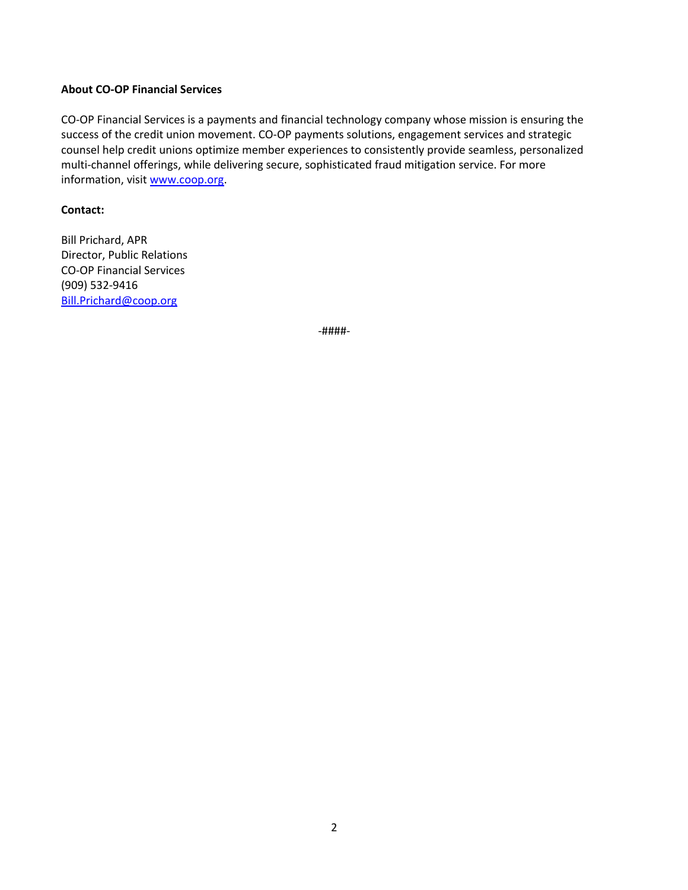**About CO-OP Financial Services**

CO-OP Financial Services is a payments and financial technology company whose mission is ensuring the success of the credit union movement. CO-OP payments solutions, engagement services and strategic counsel help credit unions optimize member experiences to consistently provide seamless, personalized multi-channel offerings, while delivering secure, sophisticated fraud mitigation service. For more information, visit www.coop.org.

**Contact:**

Bill Prichard, APR
Director, Public Relations
CO-OP Financial Services
(909) 532-9416
Bill.Prichard@coop.org

-####-